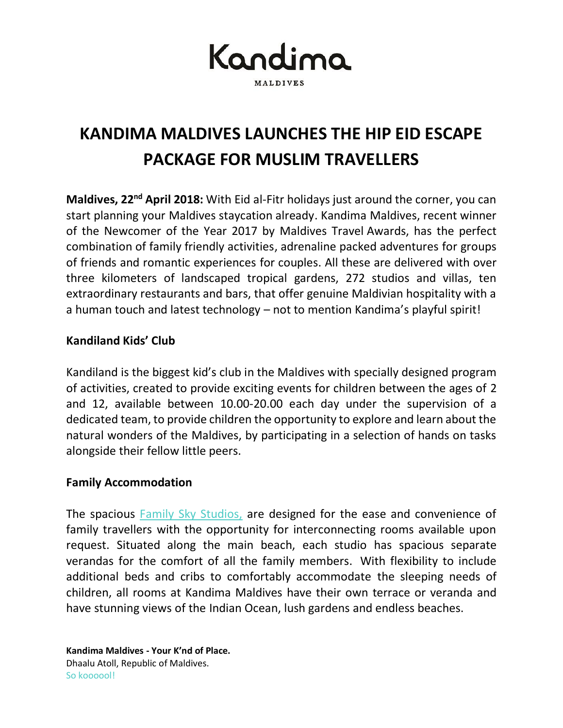Kandima

MALDIVES

# KANDIMA MALDIVES LAUNCHES THE HIP EID ESCAPE PACKAGE FOR MUSLIM TRAVELLERS

**Maldives, 22nd April 2018:** With Eid al-Fitr holidays just around the corner, you can start planning your Maldives staycation already. Kandima Maldives, recent winner of the Newcomer of the Year 2017 by Maldives Travel Awards, has the perfect combination of family friendly activities, adrenaline packed adventures for groups of friends and romantic experiences for couples. All these are delivered with over three kilometers of landscaped tropical gardens, 272 studios and villas, ten extraordinary restaurants and bars, that offer genuine Maldivian hospitality with a a human touch and latest technology – not to mention Kandima's playful spirit!

**Kandiland Kids' Club**

Kandiland is the biggest kid's club in the Maldives with specially designed program of activities, created to provide exciting events for children between the ages of 2 and 12, available between 10.00-20.00 each day under the supervision of a dedicated team, to provide children the opportunity to explore and learn about the natural wonders of the Maldives, by participating in a selection of hands on tasks alongside their fellow little peers.

**Family Accommodation**

The spacious Family Sky Studios, are designed for the ease and convenience of family travellers with the opportunity for interconnecting rooms available upon request. Situated along the main beach, each studio has spacious separate verandas for the comfort of all the family members. With flexibility to include additional beds and cribs to comfortably accommodate the sleeping needs of children, all rooms at Kandima Maldives have their own terrace or veranda and have stunning views of the Indian Ocean, lush gardens and endless beaches.

**Kandima Maldives - Your K'nd of Place.**
Dhaalu Atoll, Republic of Maldives.
So koooool!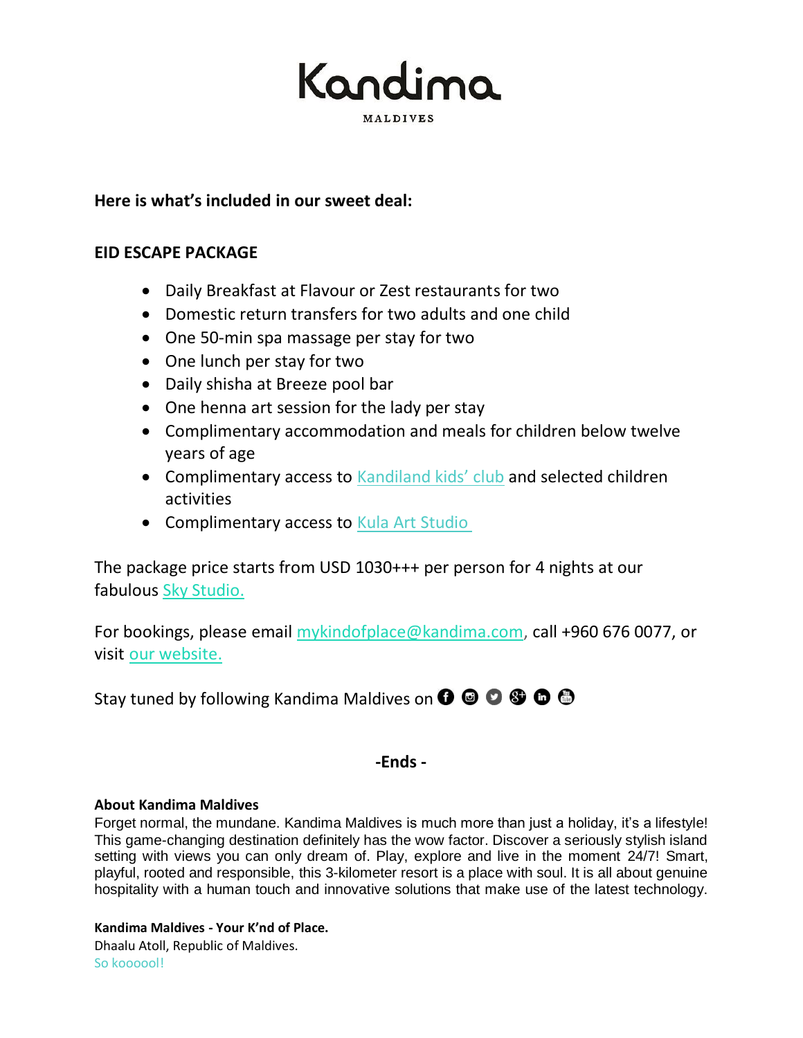# Kandima

MALDIVES

**Here is what's included in our sweet deal:**

**EID ESCAPE PACKAGE**

- Daily Breakfast at Flavour or Zest restaurants for two
- Domestic return transfers for two adults and one child
- One 50-min spa massage per stay for two
- One lunch per stay for two
- Daily shisha at Breeze pool bar
- One henna art session for the lady per stay
- Complimentary accommodation and meals for children below twelve years of age
- Complimentary access to Kandiland kids' club and selected children activities
- Complimentary access to Kula Art Studio

The package price starts from USD 1030+++ per person for 4 nights at our fabulous Sky Studio.

For bookings, please email mykindofplace@kandima.com, call +960 676 0077, or visit our website.

Stay tuned by following Kandima Maldives on

**-Ends -**

**About Kandima Maldives**

Forget normal, the mundane. Kandima Maldives is much more than just a holiday, it's a lifestyle! This game-changing destination definitely has the wow factor. Discover a seriously stylish island setting with views you can only dream of. Play, explore and live in the moment 24/7! Smart, playful, rooted and responsible, this 3-kilometer resort is a place with soul. It is all about genuine hospitality with a human touch and innovative solutions that make use of the latest technology.

**Kandima Maldives - Your K'nd of Place.**

Dhaalu Atoll, Republic of Maldives.

So koooool!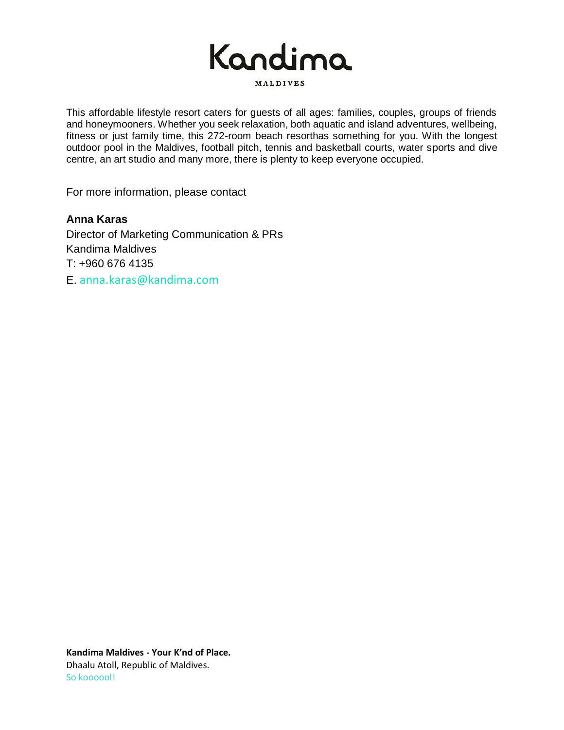# Kandima

MALDIVES

This affordable lifestyle resort caters for guests of all ages: families, couples, groups of friends and honeymooners. Whether you seek relaxation, both aquatic and island adventures, wellbeing, fitness or just family time, this 272-room beach resorthas something for you. With the longest outdoor pool in the Maldives, football pitch, tennis and basketball courts, water sports and dive centre, an art studio and many more, there is plenty to keep everyone occupied.

For more information, please contact

**Anna Karas**
Director of Marketing Communication & PRs
Kandima Maldives
T: +960 676 4135
E. anna.karas@kandima.com

**Kandima Maldives - Your K'nd of Place.**
Dhaalu Atoll, Republic of Maldives.
So koooool!